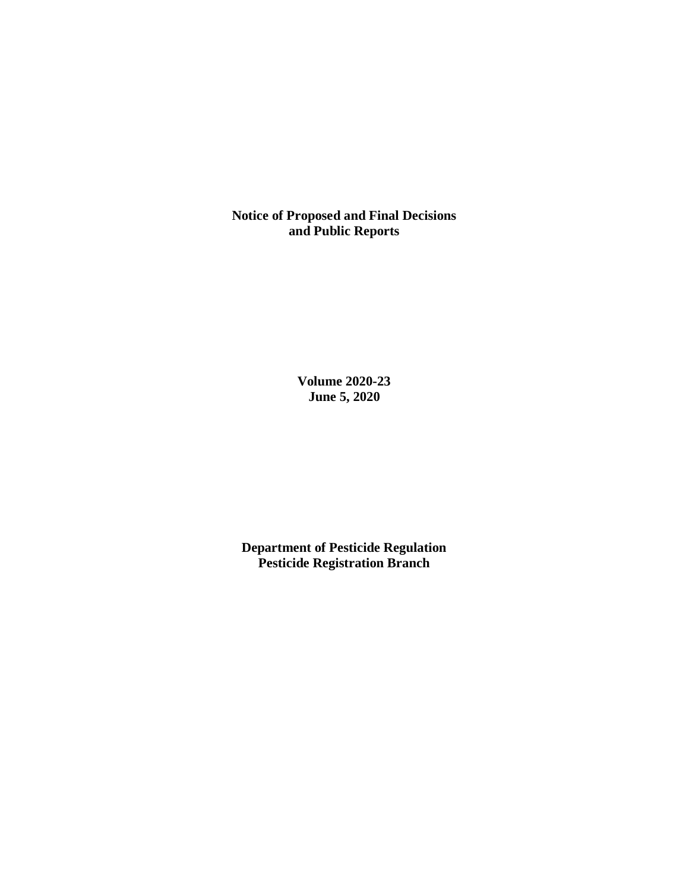# Notice of Proposed and Final Decisions and Public Reports

**Volume 2020-23**
**June 5, 2020**

**Department of Pesticide Regulation**
**Pesticide Registration Branch**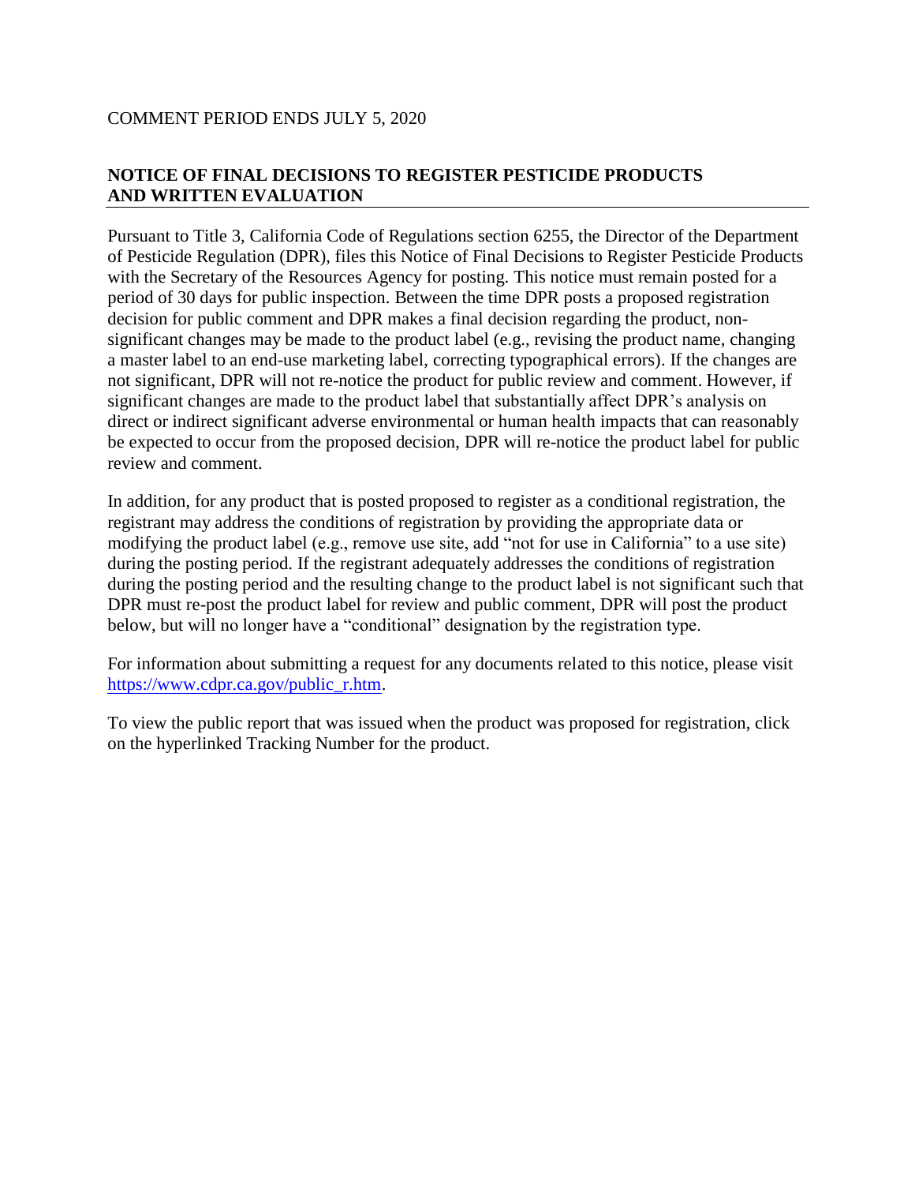COMMENT PERIOD ENDS JULY 5, 2020

## NOTICE OF FINAL DECISIONS TO REGISTER PESTICIDE PRODUCTS AND WRITTEN EVALUATION

Pursuant to Title 3, California Code of Regulations section 6255, the Director of the Department of Pesticide Regulation (DPR), files this Notice of Final Decisions to Register Pesticide Products with the Secretary of the Resources Agency for posting. This notice must remain posted for a period of 30 days for public inspection. Between the time DPR posts a proposed registration decision for public comment and DPR makes a final decision regarding the product, non-significant changes may be made to the product label (e.g., revising the product name, changing a master label to an end-use marketing label, correcting typographical errors). If the changes are not significant, DPR will not re-notice the product for public review and comment. However, if significant changes are made to the product label that substantially affect DPR's analysis on direct or indirect significant adverse environmental or human health impacts that can reasonably be expected to occur from the proposed decision, DPR will re-notice the product label for public review and comment.

In addition, for any product that is posted proposed to register as a conditional registration, the registrant may address the conditions of registration by providing the appropriate data or modifying the product label (e.g., remove use site, add "not for use in California" to a use site) during the posting period. If the registrant adequately addresses the conditions of registration during the posting period and the resulting change to the product label is not significant such that DPR must re-post the product label for review and public comment, DPR will post the product below, but will no longer have a "conditional" designation by the registration type.

For information about submitting a request for any documents related to this notice, please visit https://www.cdpr.ca.gov/public_r.htm.

To view the public report that was issued when the product was proposed for registration, click on the hyperlinked Tracking Number for the product.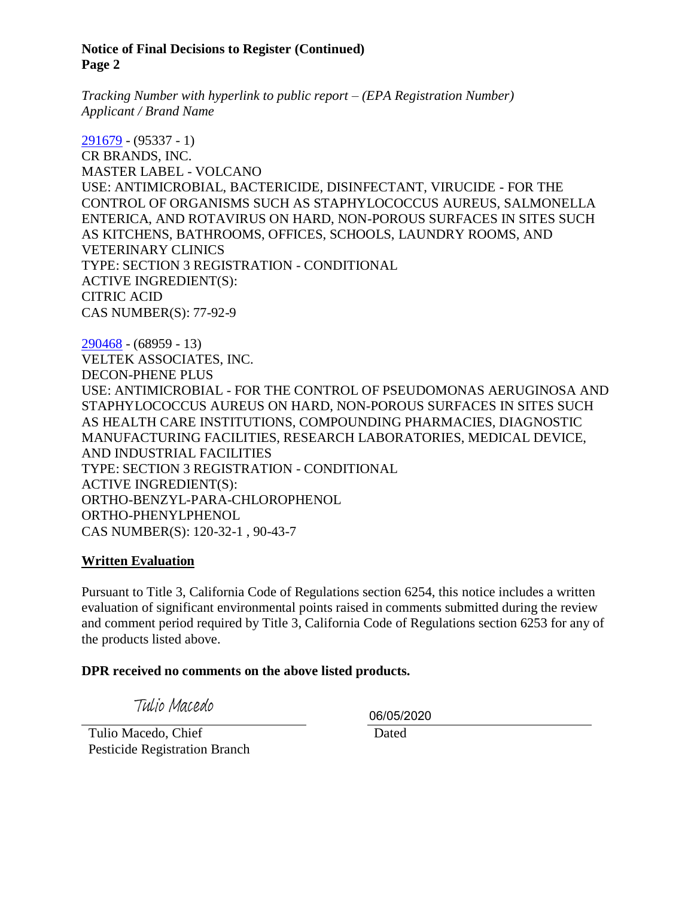**Notice of Final Decisions to Register (Continued)**
**Page 2**

*Tracking Number with hyperlink to public report – (EPA Registration Number)*
*Applicant / Brand Name*

291679 - (95337 - 1)
CR BRANDS, INC.
MASTER LABEL - VOLCANO
USE: ANTIMICROBIAL, BACTERICIDE, DISINFECTANT, VIRUCIDE - FOR THE CONTROL OF ORGANISMS SUCH AS STAPHYLOCOCCUS AUREUS, SALMONELLA ENTERICA, AND ROTAVIRUS ON HARD, NON-POROUS SURFACES IN SITES SUCH AS KITCHENS, BATHROOMS, OFFICES, SCHOOLS, LAUNDRY ROOMS, AND VETERINARY CLINICS
TYPE: SECTION 3 REGISTRATION - CONDITIONAL
ACTIVE INGREDIENT(S):
CITRIC ACID
CAS NUMBER(S): 77-92-9

290468 - (68959 - 13)
VELTEK ASSOCIATES, INC.
DECON-PHENE PLUS
USE: ANTIMICROBIAL - FOR THE CONTROL OF PSEUDOMONAS AERUGINOSA AND STAPHYLOCOCCUS AUREUS ON HARD, NON-POROUS SURFACES IN SITES SUCH AS HEALTH CARE INSTITUTIONS, COMPOUNDING PHARMACIES, DIAGNOSTIC MANUFACTURING FACILITIES, RESEARCH LABORATORIES, MEDICAL DEVICE, AND INDUSTRIAL FACILITIES
TYPE: SECTION 3 REGISTRATION - CONDITIONAL
ACTIVE INGREDIENT(S):
ORTHO-BENZYL-PARA-CHLOROPHENOL
ORTHO-PHENYLPHENOL
CAS NUMBER(S): 120-32-1 , 90-43-7

**Written Evaluation**

Pursuant to Title 3, California Code of Regulations section 6254, this notice includes a written evaluation of significant environmental points raised in comments submitted during the review and comment period required by Title 3, California Code of Regulations section 6253 for any of the products listed above.

**DPR received no comments on the above listed products.**

Tulio Macedo

Tulio Macedo, Chief
Pesticide Registration Branch

06/05/2020
Dated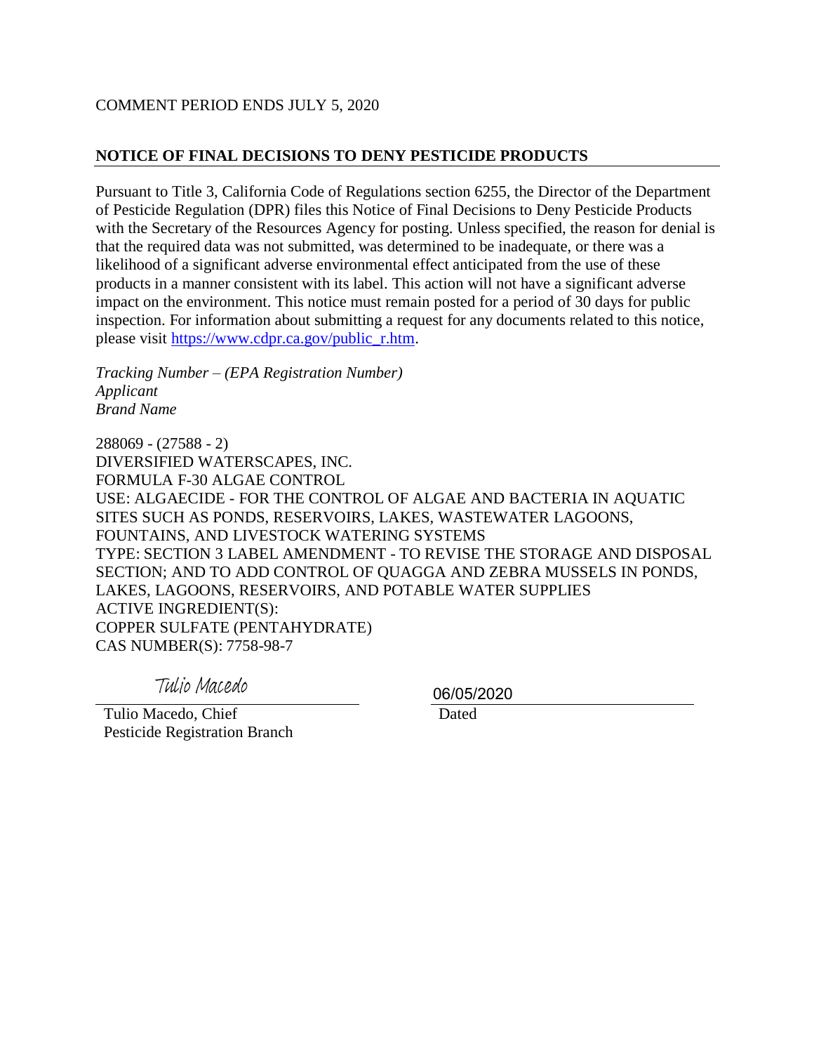COMMENT PERIOD ENDS JULY 5, 2020

## NOTICE OF FINAL DECISIONS TO DENY PESTICIDE PRODUCTS

Pursuant to Title 3, California Code of Regulations section 6255, the Director of the Department of Pesticide Regulation (DPR) files this Notice of Final Decisions to Deny Pesticide Products with the Secretary of the Resources Agency for posting. Unless specified, the reason for denial is that the required data was not submitted, was determined to be inadequate, or there was a likelihood of a significant adverse environmental effect anticipated from the use of these products in a manner consistent with its label. This action will not have a significant adverse impact on the environment. This notice must remain posted for a period of 30 days for public inspection. For information about submitting a request for any documents related to this notice, please visit https://www.cdpr.ca.gov/public_r.htm.

*Tracking Number – (EPA Registration Number)*
*Applicant*
*Brand Name*

288069 - (27588 - 2)
DIVERSIFIED WATERSCAPES, INC.
FORMULA F-30 ALGAE CONTROL
USE: ALGAECIDE - FOR THE CONTROL OF ALGAE AND BACTERIA IN AQUATIC SITES SUCH AS PONDS, RESERVOIRS, LAKES, WASTEWATER LAGOONS, FOUNTAINS, AND LIVESTOCK WATERING SYSTEMS
TYPE: SECTION 3 LABEL AMENDMENT - TO REVISE THE STORAGE AND DISPOSAL SECTION; AND TO ADD CONTROL OF QUAGGA AND ZEBRA MUSSELS IN PONDS, LAKES, LAGOONS, RESERVOIRS, AND POTABLE WATER SUPPLIES
ACTIVE INGREDIENT(S):
COPPER SULFATE (PENTAHYDRATE)
CAS NUMBER(S): 7758-98-7

Tulio Macedo

Tulio Macedo, Chief
Pesticide Registration Branch

06/05/2020

Dated